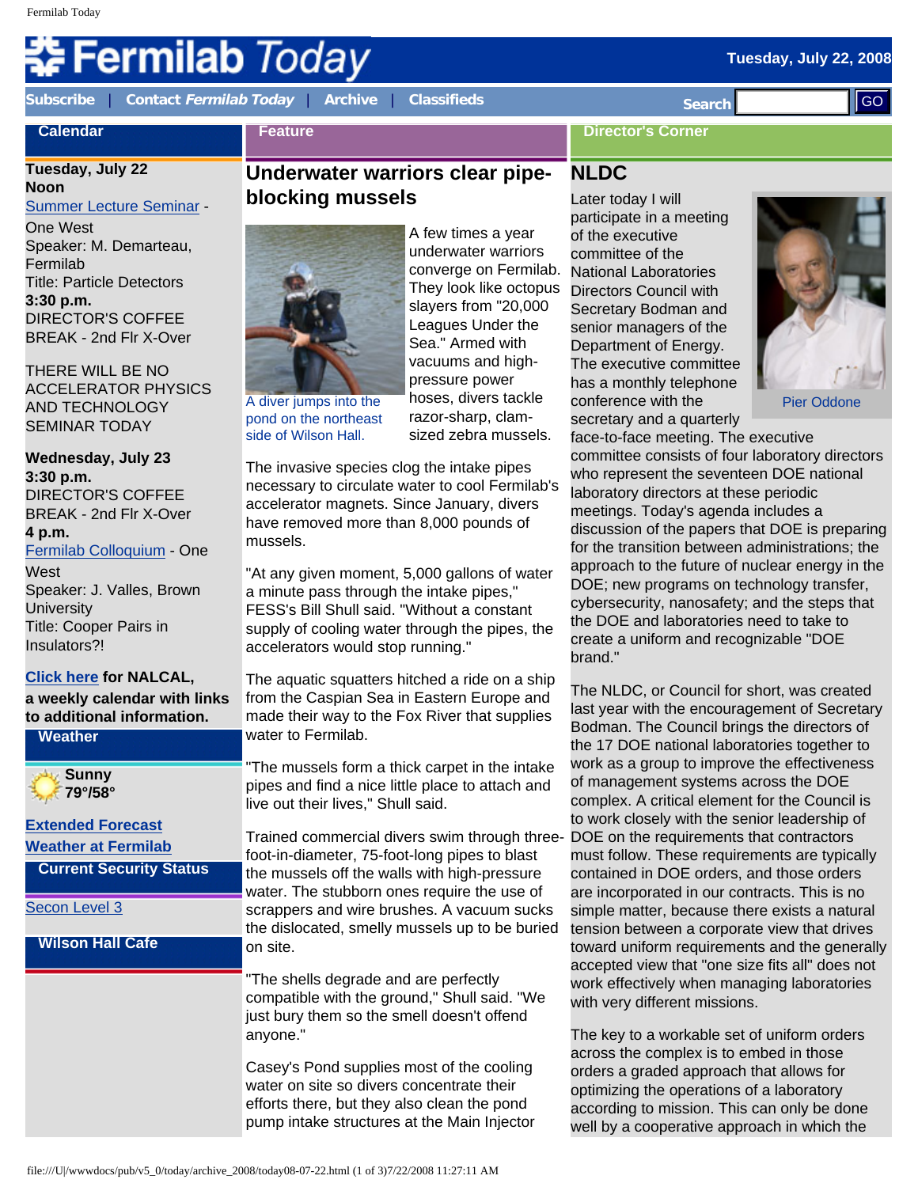# Fermilab Today

Tuesday, July 22, 2008

Subscribe | Contact *Fermilab Today* | Archive | Classifieds

Search GO

## Calendar

**Tuesday, July 22**
**Noon**
Summer Lecture Seminar - One West
Speaker: M. Demarteau, Fermilab
Title: Particle Detectors
**3:30 p.m.**
DIRECTOR'S COFFEE BREAK - 2nd Flr X-Over

THERE WILL BE NO ACCELERATOR PHYSICS AND TECHNOLOGY SEMINAR TODAY

**Wednesday, July 23**
**3:30 p.m.**
DIRECTOR'S COFFEE BREAK - 2nd Flr X-Over
**4 p.m.**
Fermilab Colloquium - One West
Speaker: J. Valles, Brown University
Title: Cooper Pairs in Insulators?!

**Click here for NALCAL, a weekly calendar with links to additional information.**

## Weather

**Sunny**
**79°/58°**

**Extended Forecast**
**Weather at Fermilab**

## Current Security Status

Secon Level 3

## Wilson Hall Cafe

## Feature

## Underwater warriors clear pipe-blocking mussels

A diver jumps into the pond on the northeast side of Wilson Hall.

A few times a year underwater warriors converge on Fermilab. They look like octopus slayers from "20,000 Leagues Under the Sea." Armed with vacuums and high-pressure power hoses, divers tackle razor-sharp, clam-sized zebra mussels.

The invasive species clog the intake pipes necessary to circulate water to cool Fermilab's accelerator magnets. Since January, divers have removed more than 8,000 pounds of mussels.

"At any given moment, 5,000 gallons of water a minute pass through the intake pipes," FESS's Bill Shull said. "Without a constant supply of cooling water through the pipes, the accelerators would stop running."

The aquatic squatters hitched a ride on a ship from the Caspian Sea in Eastern Europe and made their way to the Fox River that supplies water to Fermilab.

"The mussels form a thick carpet in the intake pipes and find a nice little place to attach and live out their lives," Shull said.

Trained commercial divers swim through three-foot-in-diameter, 75-foot-long pipes to blast the mussels off the walls with high-pressure water. The stubborn ones require the use of scrappers and wire brushes. A vacuum sucks the dislocated, smelly mussels up to be buried on site.

"The shells degrade and are perfectly compatible with the ground," Shull said. "We just bury them so the smell doesn't offend anyone."

Casey's Pond supplies most of the cooling water on site so divers concentrate their efforts there, but they also clean the pond pump intake structures at the Main Injector

## Director's Corner

## NLDC

Pier Oddone

Later today I will participate in a meeting of the executive committee of the National Laboratories Directors Council with Secretary Bodman and senior managers of the Department of Energy. The executive committee has a monthly telephone conference with the secretary and a quarterly face-to-face meeting. The executive committee consists of four laboratory directors who represent the seventeen DOE national laboratory directors at these periodic meetings. Today's agenda includes a discussion of the papers that DOE is preparing for the transition between administrations; the approach to the future of nuclear energy in the DOE; new programs on technology transfer, cybersecurity, nanosafety; and the steps that the DOE and laboratories need to take to create a uniform and recognizable "DOE brand."

The NLDC, or Council for short, was created last year with the encouragement of Secretary Bodman. The Council brings the directors of the 17 DOE national laboratories together to work as a group to improve the effectiveness of management systems across the DOE complex. A critical element for the Council is to work closely with the senior leadership of DOE on the requirements that contractors must follow. These requirements are typically contained in DOE orders, and those orders are incorporated in our contracts. This is no simple matter, because there exists a natural tension between a corporate view that drives toward uniform requirements and the generally accepted view that "one size fits all" does not work effectively when managing laboratories with very different missions.

The key to a workable set of uniform orders across the complex is to embed in those orders a graded approach that allows for optimizing the operations of a laboratory according to mission. This can only be done well by a cooperative approach in which the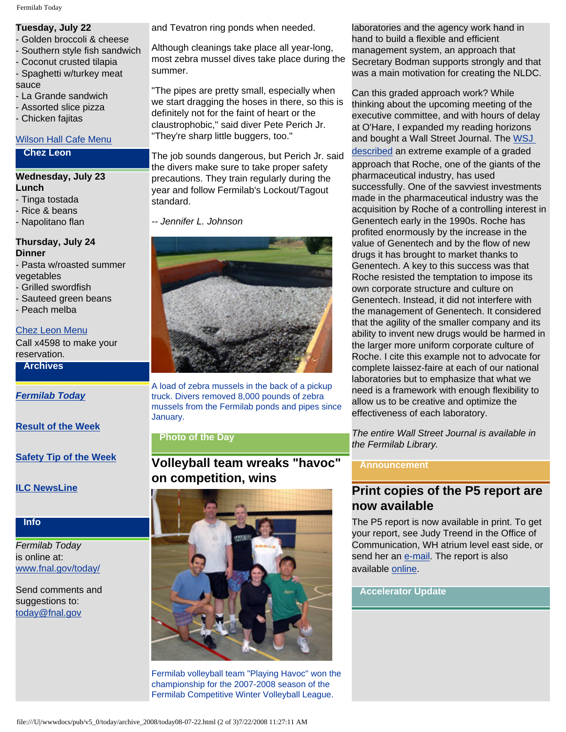**Tuesday, July 22**
- Golden broccoli & cheese
- Southern style fish sandwich
- Coconut crusted tilapia
- Spaghetti w/turkey meat sauce
- La Grande sandwich
- Assorted slice pizza
- Chicken fajitas

Wilson Hall Cafe Menu

## Chez Leon

**Wednesday, July 23**
**Lunch**
- Tinga tostada
- Rice & beans
- Napolitano flan

**Thursday, July 24**
**Dinner**
- Pasta w/roasted summer vegetables
- Grilled swordfish
- Sauteed green beans
- Peach melba

Chez Leon Menu
Call x4598 to make your reservation.

## Archives

***Fermilab Today***

**Result of the Week**

**Safety Tip of the Week**

**ILC NewsLine**

## Info

*Fermilab Today*
is online at:
www.fnal.gov/today/

Send comments and suggestions to:
today@fnal.gov

and Tevatron ring ponds when needed.

Although cleanings take place all year-long, most zebra mussel dives take place during the summer.

"The pipes are pretty small, especially when we start dragging the hoses in there, so this is definitely not for the faint of heart or the claustrophobic," said diver Pete Perich Jr. "They're sharp little buggers, too."

The job sounds dangerous, but Perich Jr. said the divers make sure to take proper safety precautions. They train regularly during the year and follow Fermilab's Lockout/Tagout standard.

*-- Jennifer L. Johnson*

A load of zebra mussels in the back of a pickup truck. Divers removed 8,000 pounds of zebra mussels from the Fermilab ponds and pipes since January.

## Photo of the Day

## Volleyball team wreaks "havoc" on competition, wins

Fermilab volleyball team "Playing Havoc" won the championship for the 2007-2008 season of the Fermilab Competitive Winter Volleyball League.

laboratories and the agency work hand in hand to build a flexible and efficient management system, an approach that Secretary Bodman supports strongly and that was a main motivation for creating the NLDC.

Can this graded approach work? While thinking about the upcoming meeting of the executive committee, and with hours of delay at O'Hare, I expanded my reading horizons and bought a Wall Street Journal. The WSJ described an extreme example of a graded approach that Roche, one of the giants of the pharmaceutical industry, has used successfully. One of the savviest investments made in the pharmaceutical industry was the acquisition by Roche of a controlling interest in Genentech early in the 1990s. Roche has profited enormously by the increase in the value of Genentech and by the flow of new drugs it has brought to market thanks to Genentech. A key to this success was that Roche resisted the temptation to impose its own corporate structure and culture on Genentech. Instead, it did not interfere with the management of Genentech. It considered that the agility of the smaller company and its ability to invent new drugs would be harmed in the larger more uniform corporate culture of Roche. I cite this example not to advocate for complete laissez-faire at each of our national laboratories but to emphasize that what we need is a framework with enough flexibility to allow us to be creative and optimize the effectiveness of each laboratory.

*The entire Wall Street Journal is available in the Fermilab Library.*

## Announcement

## Print copies of the P5 report are now available

The P5 report is now available in print. To get your report, see Judy Treend in the Office of Communication, WH atrium level east side, or send her an e-mail. The report is also available online.

## Accelerator Update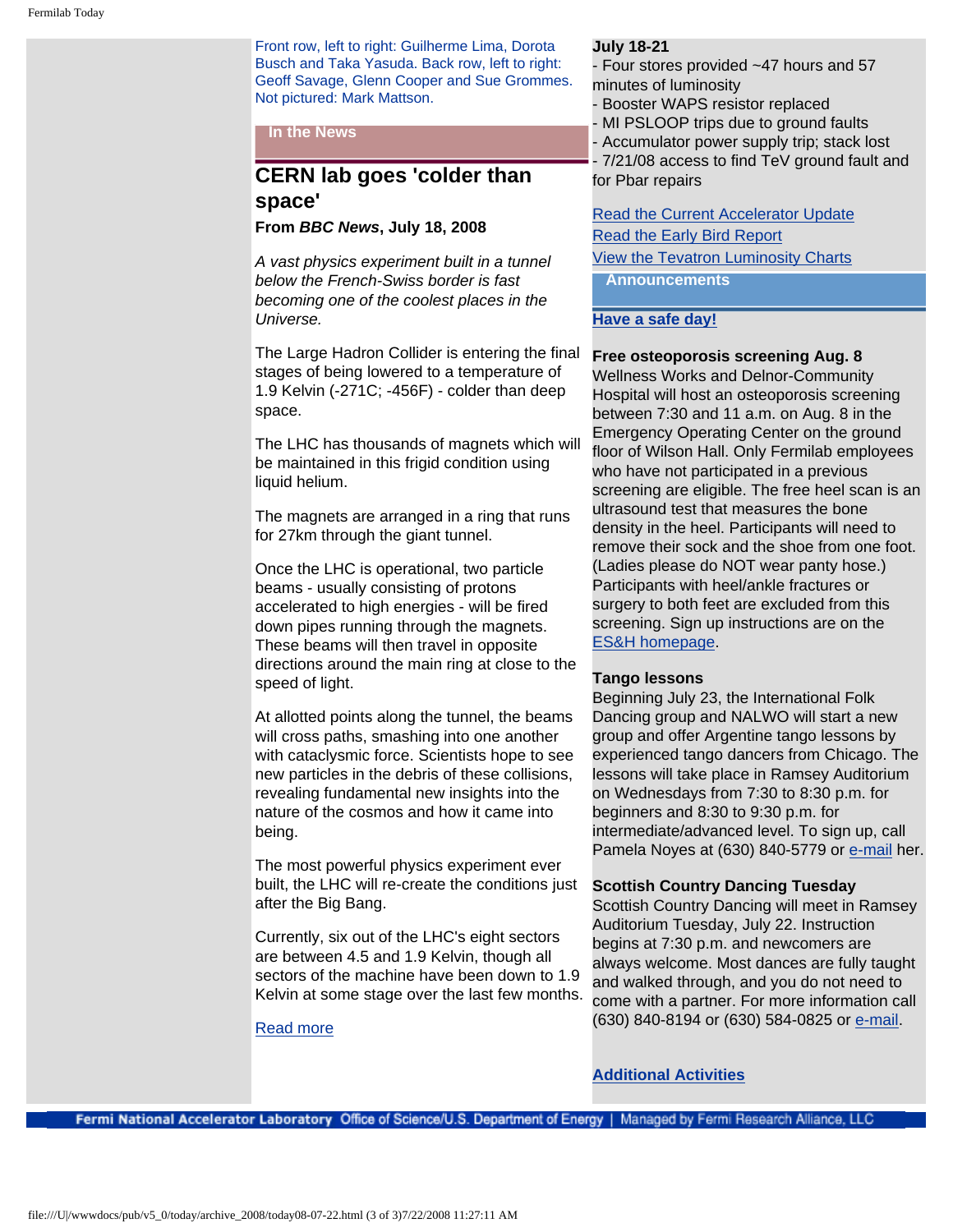Front row, left to right: Guilherme Lima, Dorota Busch and Taka Yasuda. Back row, left to right: Geoff Savage, Glenn Cooper and Sue Grommes. Not pictured: Mark Mattson.

## In the News

### CERN lab goes 'colder than space'

**From *BBC News*, July 18, 2008**

*A vast physics experiment built in a tunnel below the French-Swiss border is fast becoming one of the coolest places in the Universe.*

The Large Hadron Collider is entering the final stages of being lowered to a temperature of 1.9 Kelvin (-271C; -456F) - colder than deep space.

The LHC has thousands of magnets which will be maintained in this frigid condition using liquid helium.

The magnets are arranged in a ring that runs for 27km through the giant tunnel.

Once the LHC is operational, two particle beams - usually consisting of protons accelerated to high energies - will be fired down pipes running through the magnets. These beams will then travel in opposite directions around the main ring at close to the speed of light.

At allotted points along the tunnel, the beams will cross paths, smashing into one another with cataclysmic force. Scientists hope to see new particles in the debris of these collisions, revealing fundamental new insights into the nature of the cosmos and how it came into being.

The most powerful physics experiment ever built, the LHC will re-create the conditions just after the Big Bang.

Currently, six out of the LHC's eight sectors are between 4.5 and 1.9 Kelvin, though all sectors of the machine have been down to 1.9 Kelvin at some stage over the last few months.

Read more

**July 18-21**
- Four stores provided ~47 hours and 57 minutes of luminosity
- Booster WAPS resistor replaced
- MI PSLOOP trips due to ground faults
- Accumulator power supply trip; stack lost
- 7/21/08 access to find TeV ground fault and for Pbar repairs

Read the Current Accelerator Update
Read the Early Bird Report
View the Tevatron Luminosity Charts

## Announcements

**Have a safe day!**

**Free osteoporosis screening Aug. 8**
Wellness Works and Delnor-Community Hospital will host an osteoporosis screening between 7:30 and 11 a.m. on Aug. 8 in the Emergency Operating Center on the ground floor of Wilson Hall. Only Fermilab employees who have not participated in a previous screening are eligible. The free heel scan is an ultrasound test that measures the bone density in the heel. Participants will need to remove their sock and the shoe from one foot. (Ladies please do NOT wear panty hose.) Participants with heel/ankle fractures or surgery to both feet are excluded from this screening. Sign up instructions are on the ES&H homepage.

**Tango lessons**
Beginning July 23, the International Folk Dancing group and NALWO will start a new group and offer Argentine tango lessons by experienced tango dancers from Chicago. The lessons will take place in Ramsey Auditorium on Wednesdays from 7:30 to 8:30 p.m. for beginners and 8:30 to 9:30 p.m. for intermediate/advanced level. To sign up, call Pamela Noyes at (630) 840-5779 or e-mail her.

**Scottish Country Dancing Tuesday**
Scottish Country Dancing will meet in Ramsey Auditorium Tuesday, July 22. Instruction begins at 7:30 p.m. and newcomers are always welcome. Most dances are fully taught and walked through, and you do not need to come with a partner. For more information call (630) 840-8194 or (630) 584-0825 or e-mail.

**Additional Activities**

Fermi National Accelerator Laboratory Office of Science/U.S. Department of Energy | Managed by Fermi Research Alliance, LLC